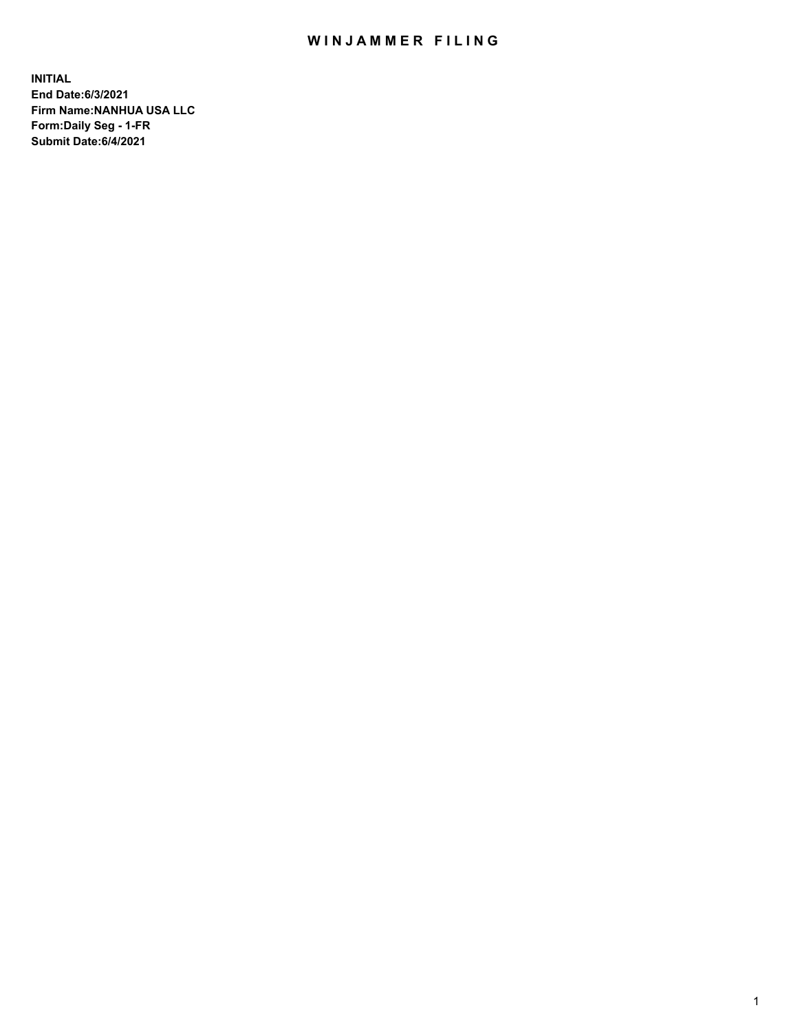# WINJAMMER FILING

**INITIAL**
**End Date:6/3/2021**
**Firm Name:NANHUA USA LLC**
**Form:Daily Seg - 1-FR**
**Submit Date:6/4/2021**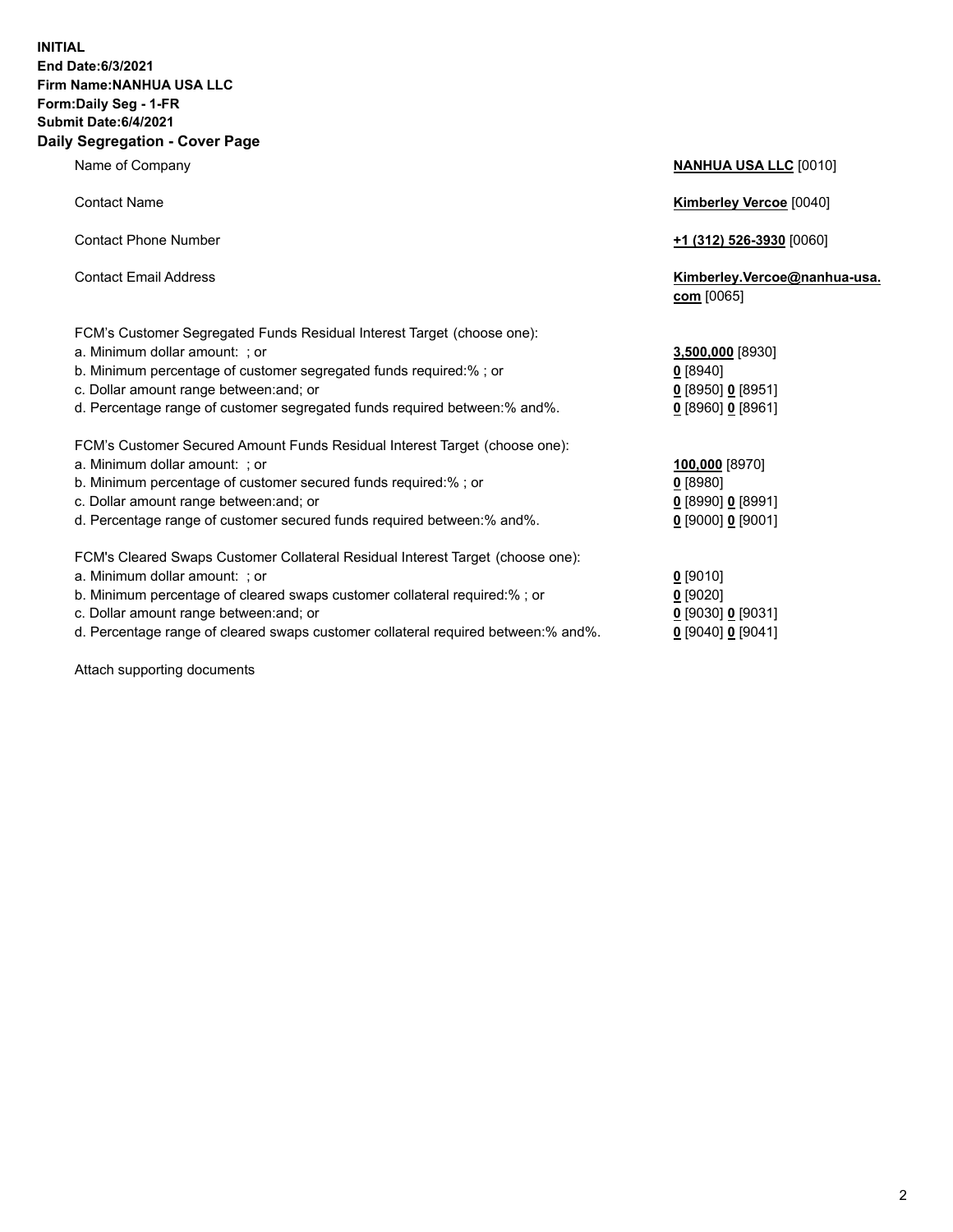**INITIAL**
**End Date:6/3/2021**
**Firm Name:NANHUA USA LLC**
**Form:Daily Seg - 1-FR**
**Submit Date:6/4/2021**

## Daily Segregation - Cover Page

| | |
|---|---|
| Name of Company | **NANHUA USA LLC** [0010] |
| Contact Name | **Kimberley Vercoe** [0040] |
| Contact Phone Number | **+1 (312) 526-3930** [0060] |
| Contact Email Address | **Kimberley.Vercoe@nanhua-usa.com** [0065] |
| FCM's Customer Segregated Funds Residual Interest Target (choose one): | |
| a. Minimum dollar amount: ; or | **3,500,000** [8930] |
| b. Minimum percentage of customer segregated funds required:% ; or | **0** [8940] |
| c. Dollar amount range between:and; or | **0** [8950] **0** [8951] |
| d. Percentage range of customer segregated funds required between:% and%. | **0** [8960] **0** [8961] |
| FCM's Customer Secured Amount Funds Residual Interest Target (choose one): | |
| a. Minimum dollar amount: ; or | **100,000** [8970] |
| b. Minimum percentage of customer secured funds required:% ; or | **0** [8980] |
| c. Dollar amount range between:and; or | **0** [8990] **0** [8991] |
| d. Percentage range of customer secured funds required between:% and%. | **0** [9000] **0** [9001] |
| FCM's Cleared Swaps Customer Collateral Residual Interest Target (choose one): | |
| a. Minimum dollar amount: ; or | **0** [9010] |
| b. Minimum percentage of cleared swaps customer collateral required:% ; or | **0** [9020] |
| c. Dollar amount range between:and; or | **0** [9030] **0** [9031] |
| d. Percentage range of cleared swaps customer collateral required between:% and%. | **0** [9040] **0** [9041] |

Attach supporting documents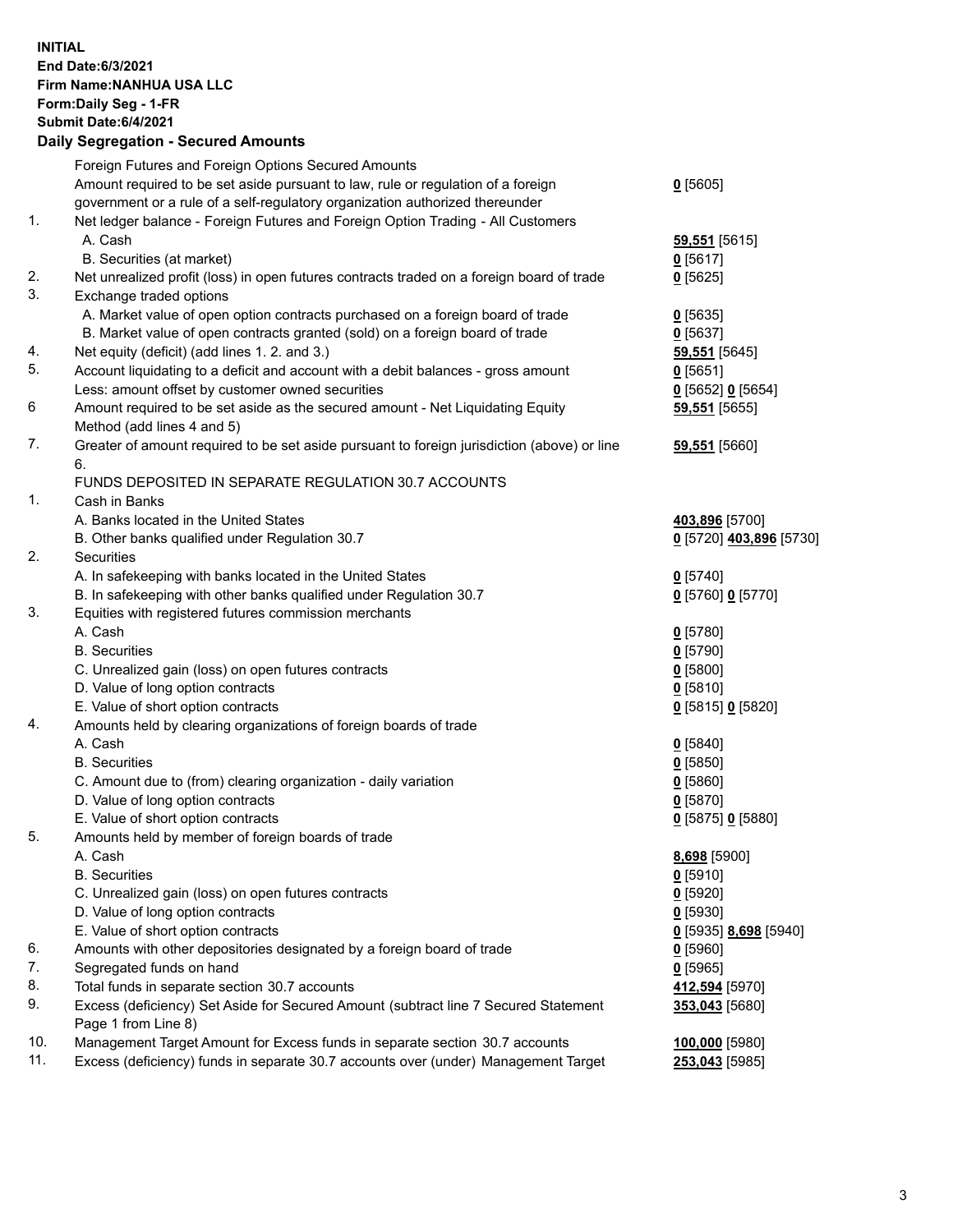**INITIAL**
**End Date:6/3/2021**
**Firm Name:NANHUA USA LLC**
**Form:Daily Seg - 1-FR**
**Submit Date:6/4/2021**

**Daily Segregation - Secured Amounts**

| | | |
|---|---|---|
| | Foreign Futures and Foreign Options Secured Amounts | |
| | Amount required to be set aside pursuant to law, rule or regulation of a foreign government or a rule of a self-regulatory organization authorized thereunder | **0** [5605] |
| 1. | Net ledger balance - Foreign Futures and Foreign Option Trading - All Customers | |
| | A. Cash | **59,551** [5615] |
| | B. Securities (at market) | **0** [5617] |
| 2. | Net unrealized profit (loss) in open futures contracts traded on a foreign board of trade | **0** [5625] |
| 3. | Exchange traded options | |
| | A. Market value of open option contracts purchased on a foreign board of trade | **0** [5635] |
| | B. Market value of open contracts granted (sold) on a foreign board of trade | **0** [5637] |
| 4. | Net equity (deficit) (add lines 1. 2. and 3.) | **59,551** [5645] |
| 5. | Account liquidating to a deficit and account with a debit balances - gross amount | **0** [5651] |
| | Less: amount offset by customer owned securities | **0** [5652] **0** [5654] |
| 6 | Amount required to be set aside as the secured amount - Net Liquidating Equity Method (add lines 4 and 5) | **59,551** [5655] |
| 7. | Greater of amount required to be set aside pursuant to foreign jurisdiction (above) or line 6. | **59,551** [5660] |
| | FUNDS DEPOSITED IN SEPARATE REGULATION 30.7 ACCOUNTS | |
| 1. | Cash in Banks | |
| | A. Banks located in the United States | **403,896** [5700] |
| | B. Other banks qualified under Regulation 30.7 | **0** [5720] **403,896** [5730] |
| 2. | Securities | |
| | A. In safekeeping with banks located in the United States | **0** [5740] |
| | B. In safekeeping with other banks qualified under Regulation 30.7 | **0** [5760] **0** [5770] |
| 3. | Equities with registered futures commission merchants | |
| | A. Cash | **0** [5780] |
| | B. Securities | **0** [5790] |
| | C. Unrealized gain (loss) on open futures contracts | **0** [5800] |
| | D. Value of long option contracts | **0** [5810] |
| | E. Value of short option contracts | **0** [5815] **0** [5820] |
| 4. | Amounts held by clearing organizations of foreign boards of trade | |
| | A. Cash | **0** [5840] |
| | B. Securities | **0** [5850] |
| | C. Amount due to (from) clearing organization - daily variation | **0** [5860] |
| | D. Value of long option contracts | **0** [5870] |
| | E. Value of short option contracts | **0** [5875] **0** [5880] |
| 5. | Amounts held by member of foreign boards of trade | |
| | A. Cash | **8,698** [5900] |
| | B. Securities | **0** [5910] |
| | C. Unrealized gain (loss) on open futures contracts | **0** [5920] |
| | D. Value of long option contracts | **0** [5930] |
| | E. Value of short option contracts | **0** [5935] **8,698** [5940] |
| 6. | Amounts with other depositories designated by a foreign board of trade | **0** [5960] |
| 7. | Segregated funds on hand | **0** [5965] |
| 8. | Total funds in separate section 30.7 accounts | **412,594** [5970] |
| 9. | Excess (deficiency) Set Aside for Secured Amount (subtract line 7 Secured Statement Page 1 from Line 8) | **353,043** [5680] |
| 10. | Management Target Amount for Excess funds in separate section 30.7 accounts | **100,000** [5980] |
| 11. | Excess (deficiency) funds in separate 30.7 accounts over (under) Management Target | **253,043** [5985] |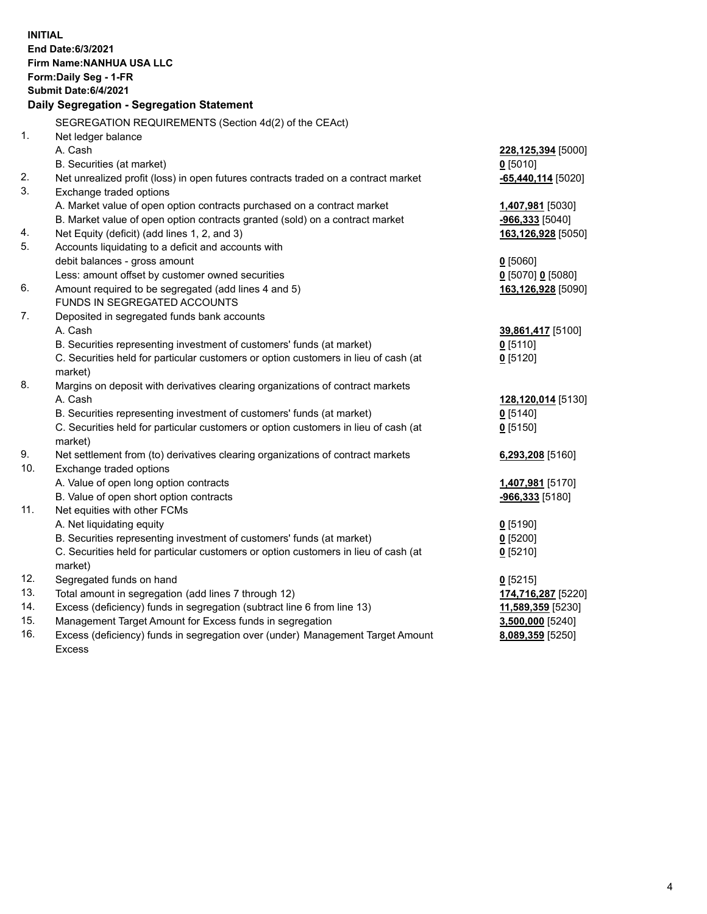**INITIAL**
**End Date:6/3/2021**
**Firm Name:NANHUA USA LLC**
**Form:Daily Seg - 1-FR**
**Submit Date:6/4/2021**

## Daily Segregation - Segregation Statement

SEGREGATION REQUIREMENTS (Section 4d(2) of the CEAct)

| | | |
|---|---|---|
| 1. | Net ledger balance | |
| | A. Cash | **228,125,394** [5000] |
| | B. Securities (at market) | **0** [5010] |
| 2. | Net unrealized profit (loss) in open futures contracts traded on a contract market | **-65,440,114** [5020] |
| 3. | Exchange traded options | |
| | A. Market value of open option contracts purchased on a contract market | **1,407,981** [5030] |
| | B. Market value of open option contracts granted (sold) on a contract market | **-966,333** [5040] |
| 4. | Net Equity (deficit) (add lines 1, 2, and 3) | **163,126,928** [5050] |
| 5. | Accounts liquidating to a deficit and accounts with debit balances - gross amount | **0** [5060] |
| | Less: amount offset by customer owned securities | **0** [5070] **0** [5080] |
| 6. | Amount required to be segregated (add lines 4 and 5) | **163,126,928** [5090] |
| | FUNDS IN SEGREGATED ACCOUNTS | |
| 7. | Deposited in segregated funds bank accounts | |
| | A. Cash | **39,861,417** [5100] |
| | B. Securities representing investment of customers' funds (at market) | **0** [5110] |
| | C. Securities held for particular customers or option customers in lieu of cash (at market) | **0** [5120] |
| 8. | Margins on deposit with derivatives clearing organizations of contract markets | |
| | A. Cash | **128,120,014** [5130] |
| | B. Securities representing investment of customers' funds (at market) | **0** [5140] |
| | C. Securities held for particular customers or option customers in lieu of cash (at market) | **0** [5150] |
| 9. | Net settlement from (to) derivatives clearing organizations of contract markets | **6,293,208** [5160] |
| 10. | Exchange traded options | |
| | A. Value of open long option contracts | **1,407,981** [5170] |
| | B. Value of open short option contracts | **-966,333** [5180] |
| 11. | Net equities with other FCMs | |
| | A. Net liquidating equity | **0** [5190] |
| | B. Securities representing investment of customers' funds (at market) | **0** [5200] |
| | C. Securities held for particular customers or option customers in lieu of cash (at market) | **0** [5210] |
| 12. | Segregated funds on hand | **0** [5215] |
| 13. | Total amount in segregation (add lines 7 through 12) | **174,716,287** [5220] |
| 14. | Excess (deficiency) funds in segregation (subtract line 6 from line 13) | **11,589,359** [5230] |
| 15. | Management Target Amount for Excess funds in segregation | **3,500,000** [5240] |
| 16. | Excess (deficiency) funds in segregation over (under) Management Target Amount Excess | **8,089,359** [5250] |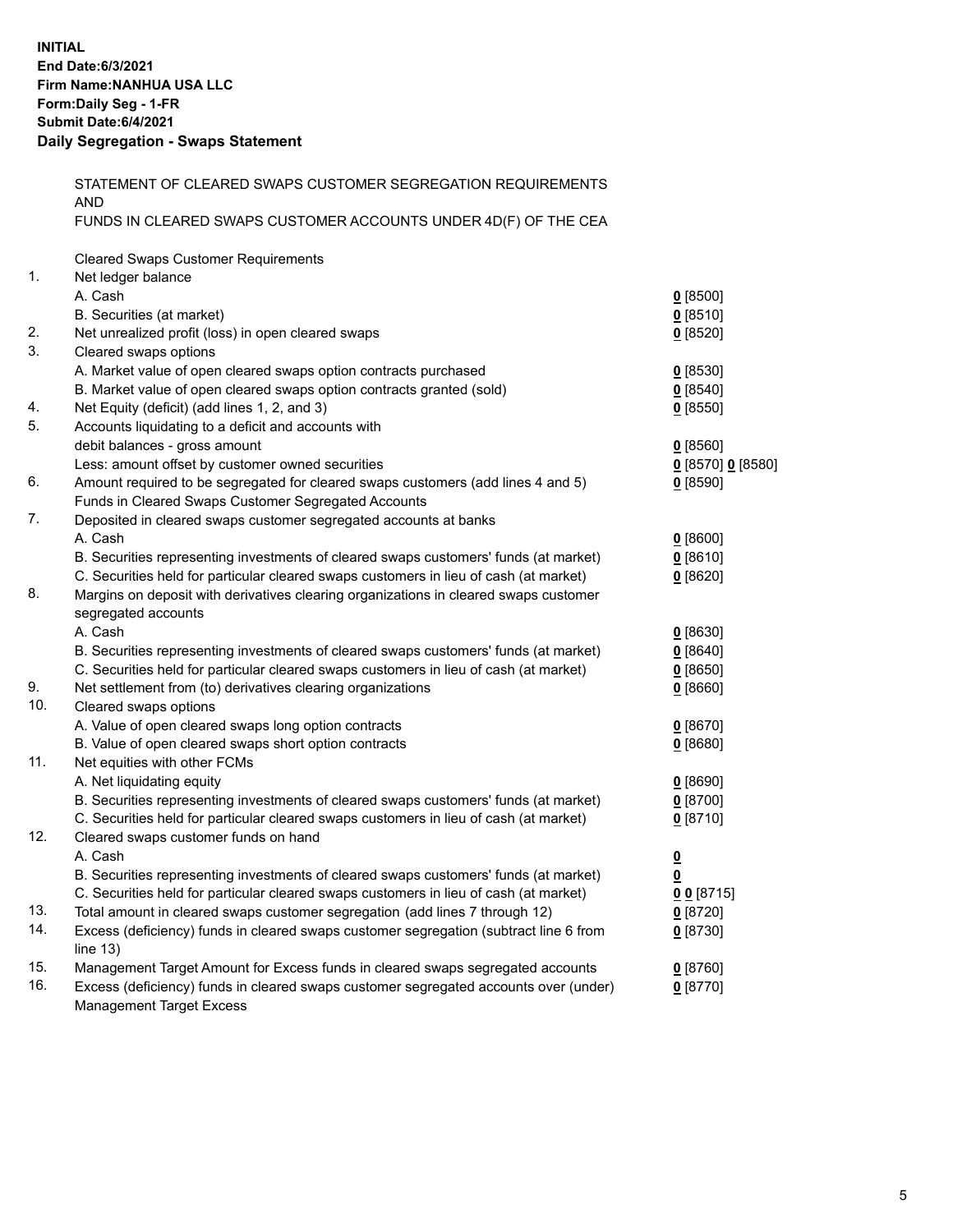**INITIAL**
**End Date:6/3/2021**
**Firm Name:NANHUA USA LLC**
**Form:Daily Seg - 1-FR**
**Submit Date:6/4/2021**
**Daily Segregation - Swaps Statement**

STATEMENT OF CLEARED SWAPS CUSTOMER SEGREGATION REQUIREMENTS AND FUNDS IN CLEARED SWAPS CUSTOMER ACCOUNTS UNDER 4D(F) OF THE CEA

| | | |
|---|---|---|
| | Cleared Swaps Customer Requirements | |
| 1. | Net ledger balance | |
| | A. Cash | 0 [8500] |
| | B. Securities (at market) | 0 [8510] |
| 2. | Net unrealized profit (loss) in open cleared swaps | 0 [8520] |
| 3. | Cleared swaps options | |
| | A. Market value of open cleared swaps option contracts purchased | 0 [8530] |
| | B. Market value of open cleared swaps option contracts granted (sold) | 0 [8540] |
| 4. | Net Equity (deficit) (add lines 1, 2, and 3) | 0 [8550] |
| 5. | Accounts liquidating to a deficit and accounts with debit balances - gross amount | 0 [8560] |
| | Less: amount offset by customer owned securities | 0 [8570] 0 [8580] |
| 6. | Amount required to be segregated for cleared swaps customers (add lines 4 and 5) | 0 [8590] |
| | Funds in Cleared Swaps Customer Segregated Accounts | |
| 7. | Deposited in cleared swaps customer segregated accounts at banks | |
| | A. Cash | 0 [8600] |
| | B. Securities representing investments of cleared swaps customers' funds (at market) | 0 [8610] |
| | C. Securities held for particular cleared swaps customers in lieu of cash (at market) | 0 [8620] |
| 8. | Margins on deposit with derivatives clearing organizations in cleared swaps customer segregated accounts | |
| | A. Cash | 0 [8630] |
| | B. Securities representing investments of cleared swaps customers' funds (at market) | 0 [8640] |
| | C. Securities held for particular cleared swaps customers in lieu of cash (at market) | 0 [8650] |
| 9. | Net settlement from (to) derivatives clearing organizations | 0 [8660] |
| 10. | Cleared swaps options | |
| | A. Value of open cleared swaps long option contracts | 0 [8670] |
| | B. Value of open cleared swaps short option contracts | 0 [8680] |
| 11. | Net equities with other FCMs | |
| | A. Net liquidating equity | 0 [8690] |
| | B. Securities representing investments of cleared swaps customers' funds (at market) | 0 [8700] |
| | C. Securities held for particular cleared swaps customers in lieu of cash (at market) | 0 [8710] |
| 12. | Cleared swaps customer funds on hand | |
| | A. Cash | 0 |
| | B. Securities representing investments of cleared swaps customers' funds (at market) | 0 |
| | C. Securities held for particular cleared swaps customers in lieu of cash (at market) | 0 0 [8715] |
| 13. | Total amount in cleared swaps customer segregation (add lines 7 through 12) | 0 [8720] |
| 14. | Excess (deficiency) funds in cleared swaps customer segregation (subtract line 6 from line 13) | 0 [8730] |
| 15. | Management Target Amount for Excess funds in cleared swaps segregated accounts | 0 [8760] |
| 16. | Excess (deficiency) funds in cleared swaps customer segregated accounts over (under) Management Target Excess | 0 [8770] |